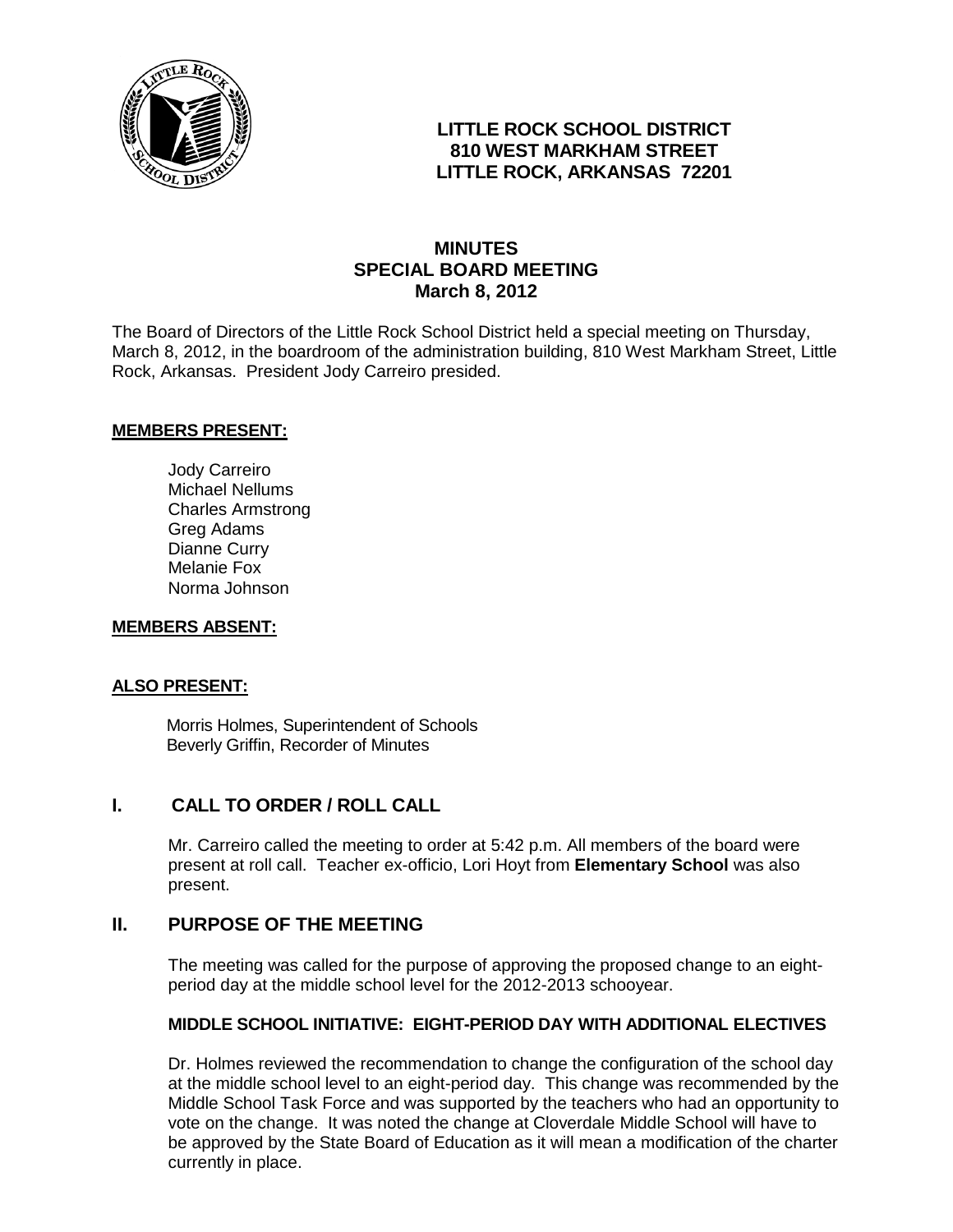**LITTLE ROCK SCHOOL DISTRICT**
**810 WEST MARKHAM STREET**
**LITTLE ROCK, ARKANSAS 72201**

# MINUTES
## SPECIAL BOARD MEETING
### March 8, 2012

The Board of Directors of the Little Rock School District held a special meeting on Thursday, March 8, 2012, in the boardroom of the administration building, 810 West Markham Street, Little Rock, Arkansas. President Jody Carreiro presided.

**MEMBERS PRESENT:**

Jody Carreiro
Michael Nellums
Charles Armstrong
Greg Adams
Dianne Curry
Melanie Fox
Norma Johnson

**MEMBERS ABSENT:**

**ALSO PRESENT:**

Morris Holmes, Superintendent of Schools
Beverly Griffin, Recorder of Minutes

## I. CALL TO ORDER / ROLL CALL

Mr. Carreiro called the meeting to order at 5:42 p.m. All members of the board were present at roll call. Teacher ex-officio, Lori Hoyt from **Elementary School** was also present.

## II. PURPOSE OF THE MEETING

The meeting was called for the purpose of approving the proposed change to an eight-period day at the middle school level for the 2012-2013 schooyear.

**MIDDLE SCHOOL INITIATIVE: EIGHT-PERIOD DAY WITH ADDITIONAL ELECTIVES**

Dr. Holmes reviewed the recommendation to change the configuration of the school day at the middle school level to an eight-period day. This change was recommended by the Middle School Task Force and was supported by the teachers who had an opportunity to vote on the change. It was noted the change at Cloverdale Middle School will have to be approved by the State Board of Education as it will mean a modification of the charter currently in place.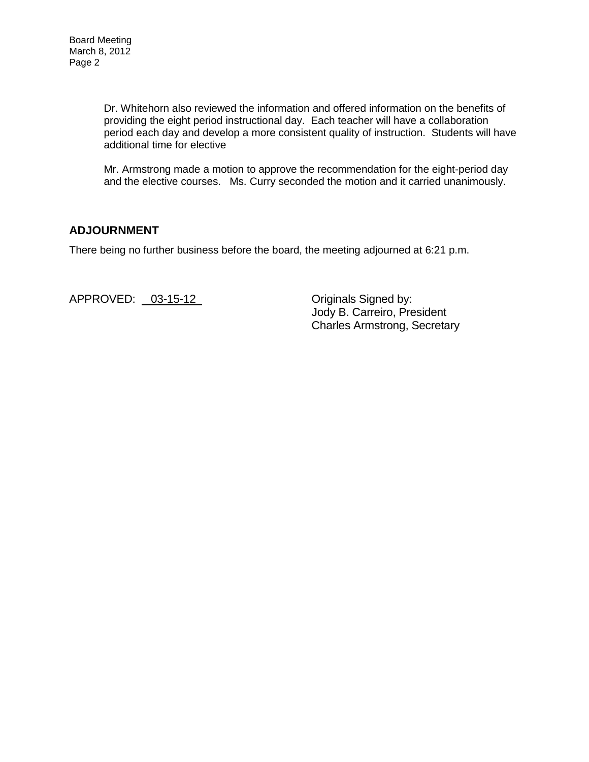Dr. Whitehorn also reviewed the information and offered information on the benefits of providing the eight period instructional day. Each teacher will have a collaboration period each day and develop a more consistent quality of instruction. Students will have additional time for elective

Mr. Armstrong made a motion to approve the recommendation for the eight-period day and the elective courses. Ms. Curry seconded the motion and it carried unanimously.

## ADJOURNMENT

There being no further business before the board, the meeting adjourned at 6:21 p.m.

APPROVED: 03-15-12

Originals Signed by:
Jody B. Carreiro, President
Charles Armstrong, Secretary